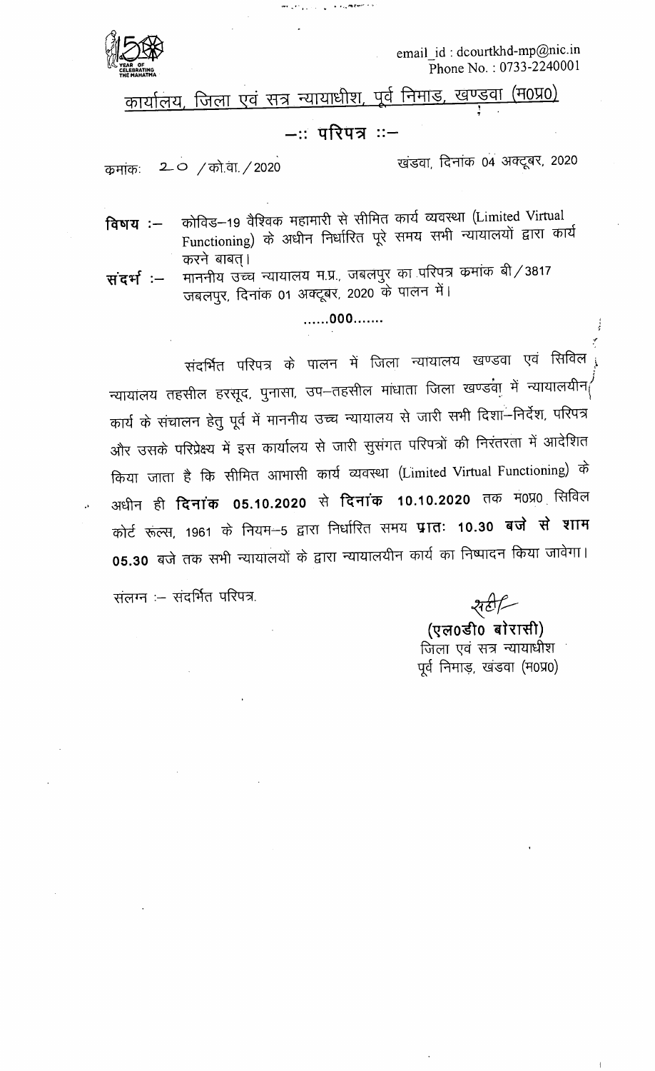email_id : dcourtkhd-mp@nic.in
Phone No. : 0733-2240001

# कार्यालय, जिला एवं सत्र न्यायाधीश, पूर्व निमाड़, खण्डवा (म0प्र0)

## —:: परिपत्र ::—

क्रमांक: 20 /को.वा./2020 खंडवा, दिनांक 04 अक्टूबर, 2020

**विषय :—** कोविड—19 वैश्विक महामारी से सीमित कार्य व्यवस्था (Limited Virtual Functioning) के अधीन निर्धारित पूरे समय सभी न्यायालयों द्वारा कार्य करने बाबत्।

**संदर्भ :—** माननीय उच्च न्यायालय म.प्र., जबलपुर का परिपत्र क्रमांक बी/3817 जबलपुर, दिनांक 01 अक्टूबर, 2020 के पालन में।

......000.......

संदर्भित परिपत्र के पालन में जिला न्यायालय खण्डवा एवं सिविल न्यायालय तहसील हरसूद, पुनासा, उप—तहसील मांधाता जिला खण्डवा में न्यायालयीन कार्य के संचालन हेतु पूर्व में माननीय उच्च न्यायालय से जारी सभी दिशा—निर्देश, परिपत्र और उसके परिप्रेक्ष्य में इस कार्यालय से जारी सुसंगत परिपत्रों की निरंतरता में आदेशित किया जाता है कि सीमित आभासी कार्य व्यवस्था (Limited Virtual Functioning) के अधीन ही **दिनांक 05.10.2020** से **दिनांक 10.10.2020** तक म0प्र0 सिविल कोर्ट रूल्स, 1961 के नियम—5 द्वारा निर्धारित समय **प्रातः 10.30 बजे से शाम 05.30** बजे तक सभी न्यायालयों के द्वारा न्यायालयीन कार्य का निष्पादन किया जावेगा।

संलग्न :— संदर्भित परिपत्र.

**(एल0डी0 बोरासी)**
जिला एवं सत्र न्यायाधीश
पूर्व निमाड़, खंडवा (म0प्र0)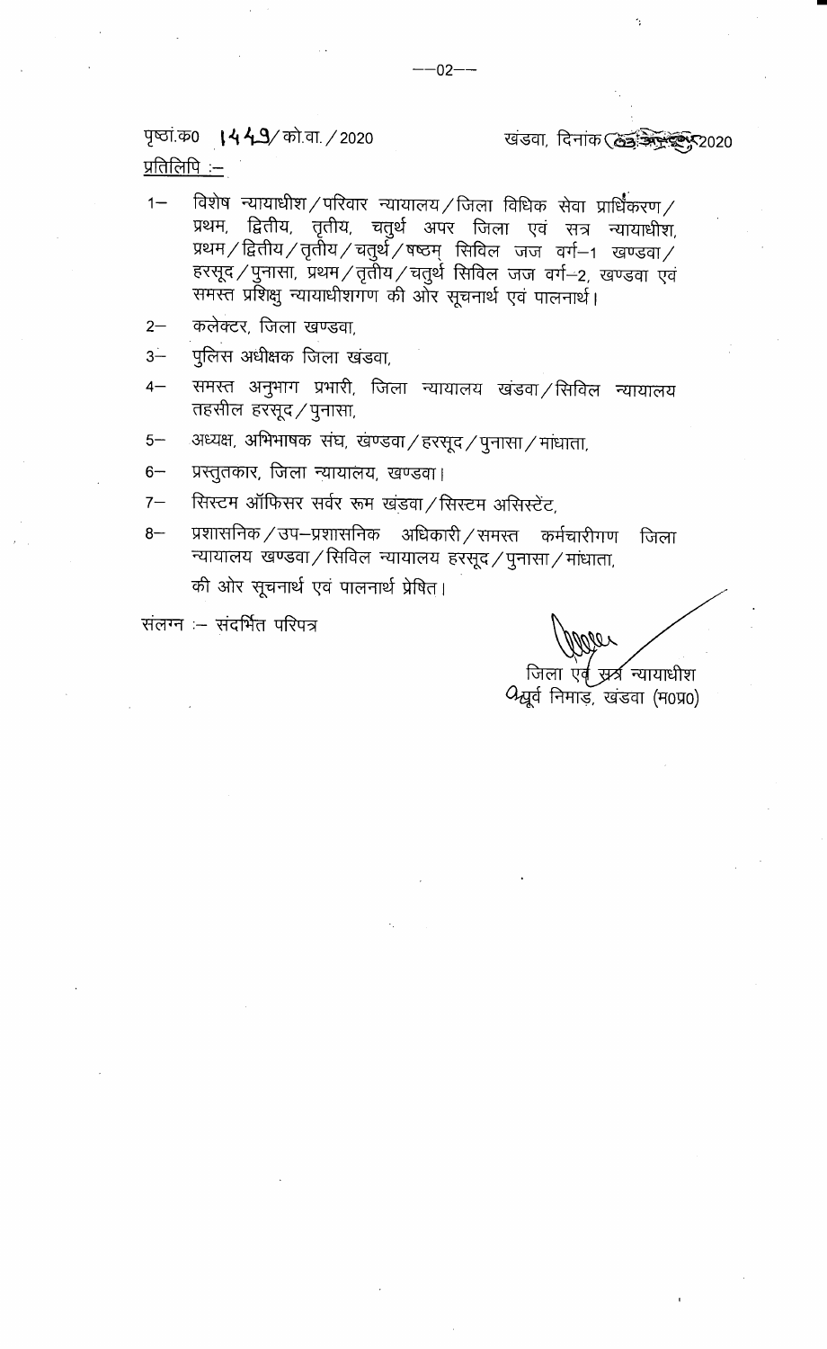पृष्ठां.क्र0 1449/ को.वा. / 2020 खंडवा, दिनांक 03 अगस्त 2020

प्रतिलिपि :–

1– विशेष न्यायाधीश / परिवार न्यायालय / जिला विधिक सेवा प्राधिकरण / प्रथम, द्वितीय, तृतीय, चतुर्थ अपर जिला एवं सत्र न्यायाधीश, प्रथम / द्वितीय / तृतीय / चतुर्थ / षष्ठम् सिविल जज वर्ग–1 खण्डवा / हरसूद / पुनासा, प्रथम / तृतीय / चतुर्थ सिविल जज वर्ग–2, खण्डवा एवं समस्त प्रशिक्षु न्यायाधीशगण की ओर सूचनार्थ एवं पालनार्थ।

2– कलेक्टर, जिला खण्डवा,

3– पुलिस अधीक्षक जिला खंडवा,

4– समस्त अनुभाग प्रभारी, जिला न्यायालय खंडवा / सिविल न्यायालय तहसील हरसूद / पुनासा,

5– अध्यक्ष, अभिभाषक संघ, खंण्डवा / हरसूद / पुनासा / मांधाता,

6– प्रस्तुतकार, जिला न्यायालय, खण्डवा।

7– सिस्टम ऑफिसर सर्वर रूम खंडवा / सिस्टम असिस्टेंट,

8– प्रशासनिक / उप–प्रशासनिक अधिकारी / समस्त कर्मचारीगण जिला न्यायालय खण्डवा / सिविल न्यायालय हरसूद / पुनासा / मांधाता,

की ओर सूचनार्थ एवं पालनार्थ प्रेषित।

संलग्न :– संदर्भित परिपत्र

जिला एवं सत्र न्यायाधीश
पूर्व निमाड़, खंडवा (म0प्र0)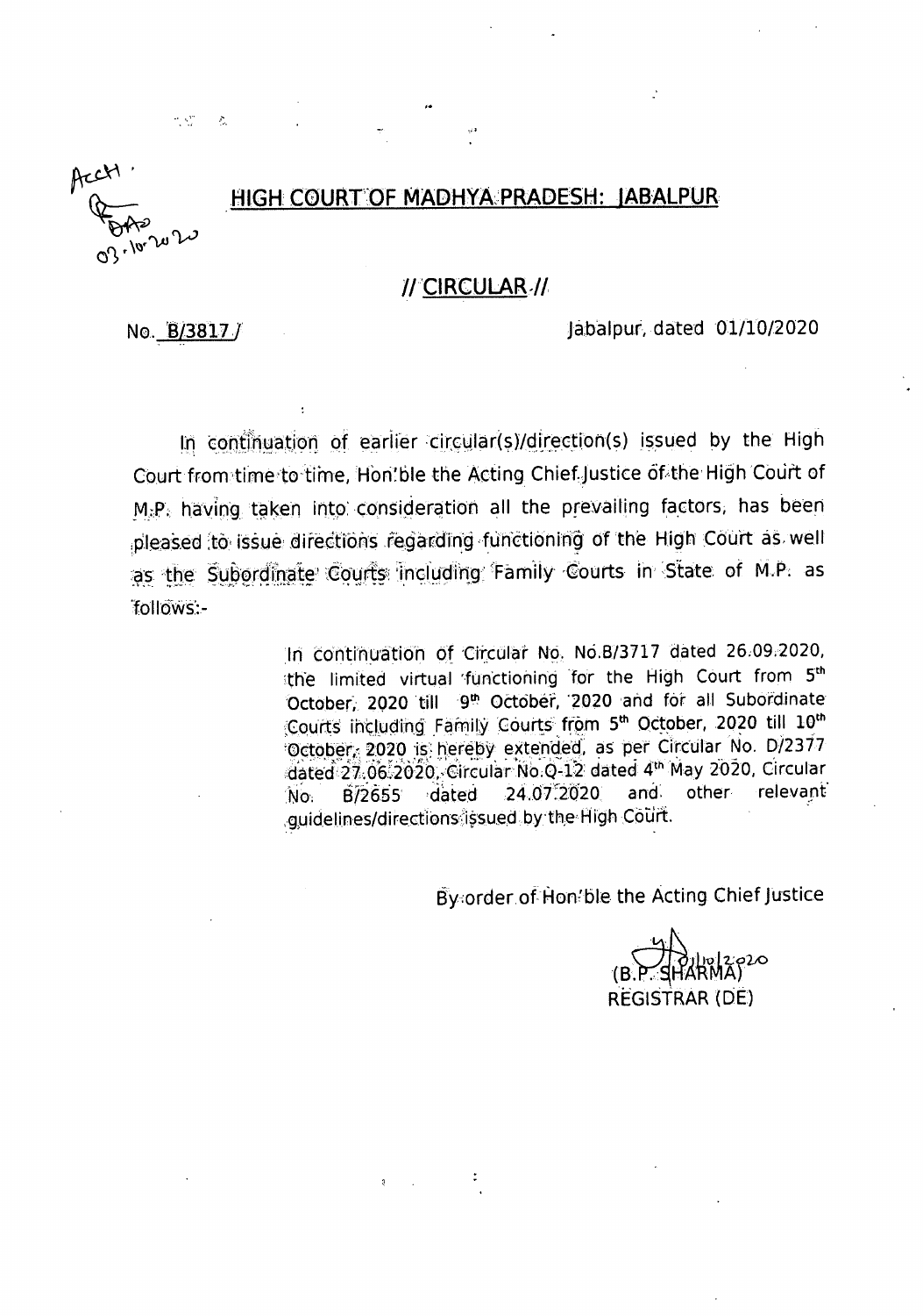Acctt. DAS 03.10.2020

# HIGH COURT OF MADHYA PRADESH: JABALPUR

## // CIRCULAR //

No. B/3817/ Jabalpur, dated 01/10/2020

In continuation of earlier circular(s)/direction(s) issued by the High Court from time to time, Hon'ble the Acting Chief Justice of the High Court of M.P. having taken into consideration all the prevailing factors, has been pleased to issue directions regarding functioning of the High Court as well as the Subordinate Courts including Family Courts in State of M.P. as follows:-

> In continuation of Circular No. No.B/3717 dated 26.09.2020, the limited virtual functioning for the High Court from 5th October, 2020 till 9th October, 2020 and for all Subordinate Courts including Family Courts from 5th October, 2020 till 10th October, 2020 is hereby extended, as per Circular No. D/2377 dated 27.06.2020, Circular No.Q-12 dated 4th May 2020, Circular No. B/2655 dated 24.07.2020 and other relevant guidelines/directions issued by the High Court.

By order of Hon'ble the Acting Chief Justice

01/10/2020

(B.P. SHARMA)
REGISTRAR (DE)